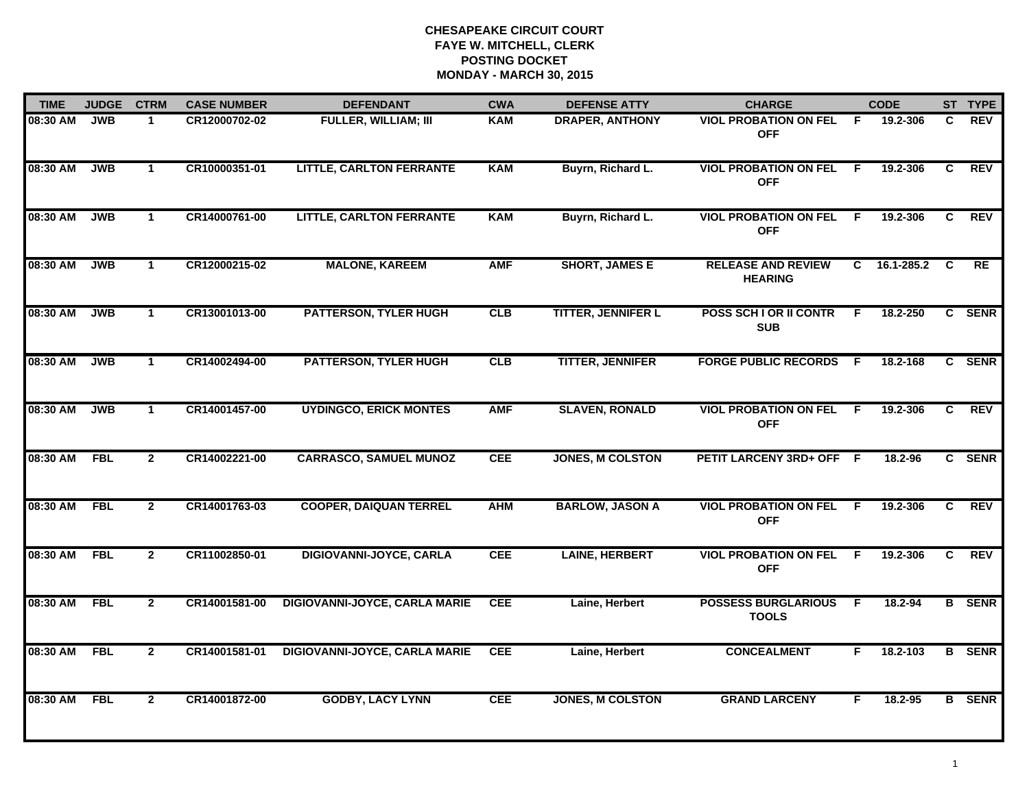**CHESAPEAKE CIRCUIT COURT**
**FAYE W. MITCHELL, CLERK**
**POSTING DOCKET**
**MONDAY - MARCH 30, 2015**

| TIME | JUDGE | CTRM | CASE NUMBER | DEFENDANT | CWA | DEFENSE ATTY | CHARGE | | CODE | ST | TYPE |
|---|---|---|---|---|---|---|---|---|---|---|---|
| 08:30 AM | JWB | 1 | CR12000702-02 | FULLER, WILLIAM; III | KAM | DRAPER, ANTHONY | VIOL PROBATION ON FEL OFF | F | 19.2-306 | C | REV |
| 08:30 AM | JWB | 1 | CR10000351-01 | LITTLE, CARLTON FERRANTE | KAM | Buyrn, Richard L. | VIOL PROBATION ON FEL OFF | F | 19.2-306 | C | REV |
| 08:30 AM | JWB | 1 | CR14000761-00 | LITTLE, CARLTON FERRANTE | KAM | Buyrn, Richard L. | VIOL PROBATION ON FEL OFF | F | 19.2-306 | C | REV |
| 08:30 AM | JWB | 1 | CR12000215-02 | MALONE, KAREEM | AMF | SHORT, JAMES E | RELEASE AND REVIEW HEARING | C | 16.1-285.2 | C | RE |
| 08:30 AM | JWB | 1 | CR13001013-00 | PATTERSON, TYLER HUGH | CLB | TITTER, JENNIFER L | POSS SCH I OR II CONTR SUB | F | 18.2-250 | C | SENR |
| 08:30 AM | JWB | 1 | CR14002494-00 | PATTERSON, TYLER HUGH | CLB | TITTER, JENNIFER | FORGE PUBLIC RECORDS | F | 18.2-168 | C | SENR |
| 08:30 AM | JWB | 1 | CR14001457-00 | UYDINGCO, ERICK MONTES | AMF | SLAVEN, RONALD | VIOL PROBATION ON FEL OFF | F | 19.2-306 | C | REV |
| 08:30 AM | FBL | 2 | CR14002221-00 | CARRASCO, SAMUEL MUNOZ | CEE | JONES, M COLSTON | PETIT LARCENY 3RD+ OFF | F | 18.2-96 | C | SENR |
| 08:30 AM | FBL | 2 | CR14001763-03 | COOPER, DAIQUAN TERREL | AHM | BARLOW, JASON A | VIOL PROBATION ON FEL OFF | F | 19.2-306 | C | REV |
| 08:30 AM | FBL | 2 | CR11002850-01 | DIGIOVANNI-JOYCE, CARLA | CEE | LAINE, HERBERT | VIOL PROBATION ON FEL OFF | F | 19.2-306 | C | REV |
| 08:30 AM | FBL | 2 | CR14001581-00 | DIGIOVANNI-JOYCE, CARLA MARIE | CEE | Laine, Herbert | POSSESS BURGLARIOUS TOOLS | F | 18.2-94 | B | SENR |
| 08:30 AM | FBL | 2 | CR14001581-01 | DIGIOVANNI-JOYCE, CARLA MARIE | CEE | Laine, Herbert | CONCEALMENT | F | 18.2-103 | B | SENR |
| 08:30 AM | FBL | 2 | CR14001872-00 | GODBY, LACY LYNN | CEE | JONES, M COLSTON | GRAND LARCENY | F | 18.2-95 | B | SENR |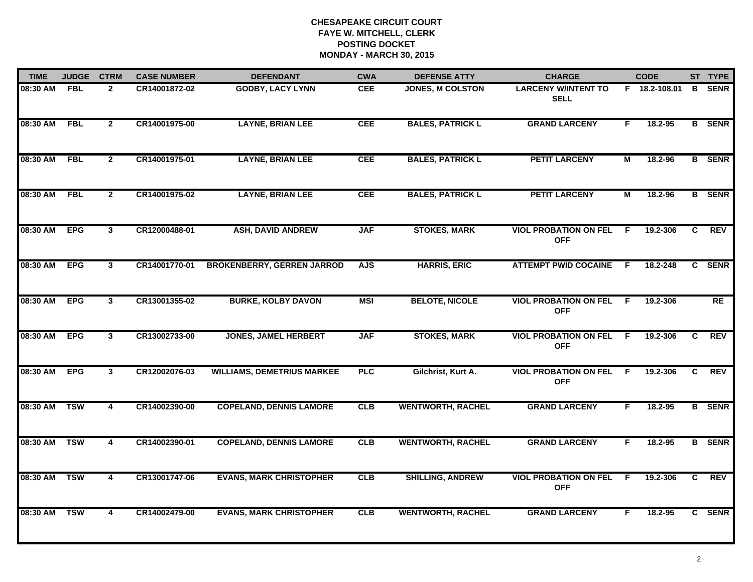**CHESAPEAKE CIRCUIT COURT**
**FAYE W. MITCHELL, CLERK**
**POSTING DOCKET**
**MONDAY - MARCH 30, 2015**

| TIME | JUDGE | CTRM | CASE NUMBER | DEFENDANT | CWA | DEFENSE ATTY | CHARGE | | CODE | ST | TYPE |
|---|---|---|---|---|---|---|---|---|---|---|---|
| 08:30 AM | FBL | 2 | CR14001872-02 | GODBY, LACY LYNN | CEE | JONES, M COLSTON | LARCENY W/INTENT TO SELL | F | 18.2-108.01 | B | SENR |
| 08:30 AM | FBL | 2 | CR14001975-00 | LAYNE, BRIAN LEE | CEE | BALES, PATRICK L | GRAND LARCENY | F | 18.2-95 | B | SENR |
| 08:30 AM | FBL | 2 | CR14001975-01 | LAYNE, BRIAN LEE | CEE | BALES, PATRICK L | PETIT LARCENY | M | 18.2-96 | B | SENR |
| 08:30 AM | FBL | 2 | CR14001975-02 | LAYNE, BRIAN LEE | CEE | BALES, PATRICK L | PETIT LARCENY | M | 18.2-96 | B | SENR |
| 08:30 AM | EPG | 3 | CR12000488-01 | ASH, DAVID ANDREW | JAF | STOKES, MARK | VIOL PROBATION ON FEL OFF | F | 19.2-306 | C | REV |
| 08:30 AM | EPG | 3 | CR14001770-01 | BROKENBERRY, GERREN JARROD | AJS | HARRIS, ERIC | ATTEMPT PWID COCAINE | F | 18.2-248 | C | SENR |
| 08:30 AM | EPG | 3 | CR13001355-02 | BURKE, KOLBY DAVON | MSI | BELOTE, NICOLE | VIOL PROBATION ON FEL OFF | F | 19.2-306 | | RE |
| 08:30 AM | EPG | 3 | CR13002733-00 | JONES, JAMEL HERBERT | JAF | STOKES, MARK | VIOL PROBATION ON FEL OFF | F | 19.2-306 | C | REV |
| 08:30 AM | EPG | 3 | CR12002076-03 | WILLIAMS, DEMETRIUS MARKEE | PLC | Gilchrist, Kurt A. | VIOL PROBATION ON FEL OFF | F | 19.2-306 | C | REV |
| 08:30 AM | TSW | 4 | CR14002390-00 | COPELAND, DENNIS LAMORE | CLB | WENTWORTH, RACHEL | GRAND LARCENY | F | 18.2-95 | B | SENR |
| 08:30 AM | TSW | 4 | CR14002390-01 | COPELAND, DENNIS LAMORE | CLB | WENTWORTH, RACHEL | GRAND LARCENY | F | 18.2-95 | B | SENR |
| 08:30 AM | TSW | 4 | CR13001747-06 | EVANS, MARK CHRISTOPHER | CLB | SHILLING, ANDREW | VIOL PROBATION ON FEL OFF | F | 19.2-306 | C | REV |
| 08:30 AM | TSW | 4 | CR14002479-00 | EVANS, MARK CHRISTOPHER | CLB | WENTWORTH, RACHEL | GRAND LARCENY | F | 18.2-95 | C | SENR |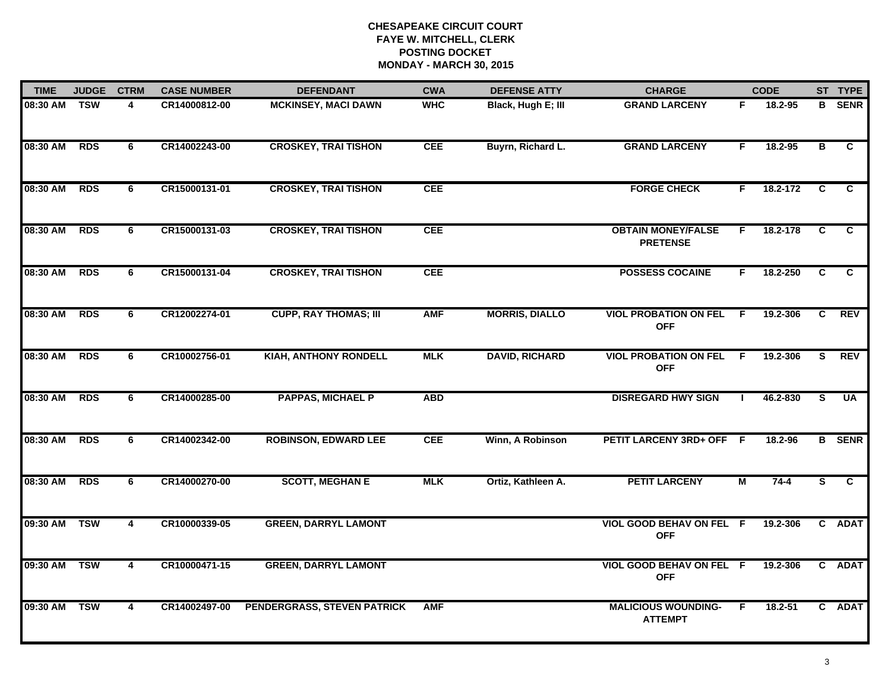# CHESAPEAKE CIRCUIT COURT
## FAYE W. MITCHELL, CLERK
## POSTING DOCKET
## MONDAY - MARCH 30, 2015

| TIME | JUDGE | CTRM | CASE NUMBER | DEFENDANT | CWA | DEFENSE ATTY | CHARGE | | CODE | ST | TYPE |
|---|---|---|---|---|---|---|---|---|---|---|---|
| 08:30 AM | TSW | 4 | CR14000812-00 | MCKINSEY, MACI DAWN | WHC | Black, Hugh E; III | GRAND LARCENY | F | 18.2-95 | B | SENR |
| 08:30 AM | RDS | 6 | CR14002243-00 | CROSKEY, TRAI TISHON | CEE | Buyrn, Richard L. | GRAND LARCENY | F | 18.2-95 | B | C |
| 08:30 AM | RDS | 6 | CR15000131-01 | CROSKEY, TRAI TISHON | CEE | | FORGE CHECK | F | 18.2-172 | C | C |
| 08:30 AM | RDS | 6 | CR15000131-03 | CROSKEY, TRAI TISHON | CEE | | OBTAIN MONEY/FALSE PRETENSE | F | 18.2-178 | C | C |
| 08:30 AM | RDS | 6 | CR15000131-04 | CROSKEY, TRAI TISHON | CEE | | POSSESS COCAINE | F | 18.2-250 | C | C |
| 08:30 AM | RDS | 6 | CR12002274-01 | CUPP, RAY THOMAS; III | AMF | MORRIS, DIALLO | VIOL PROBATION ON FEL OFF | F | 19.2-306 | C | REV |
| 08:30 AM | RDS | 6 | CR10002756-01 | KIAH, ANTHONY RONDELL | MLK | DAVID, RICHARD | VIOL PROBATION ON FEL OFF | F | 19.2-306 | S | REV |
| 08:30 AM | RDS | 6 | CR14000285-00 | PAPPAS, MICHAEL P | ABD | | DISREGARD HWY SIGN | I | 46.2-830 | S | UA |
| 08:30 AM | RDS | 6 | CR14002342-00 | ROBINSON, EDWARD LEE | CEE | Winn, A Robinson | PETIT LARCENY 3RD+ OFF | F | 18.2-96 | B | SENR |
| 08:30 AM | RDS | 6 | CR14000270-00 | SCOTT, MEGHAN E | MLK | Ortiz, Kathleen A. | PETIT LARCENY | M | 74-4 | S | C |
| 09:30 AM | TSW | 4 | CR10000339-05 | GREEN, DARRYL LAMONT | | | VIOL GOOD BEHAV ON FEL OFF | F | 19.2-306 | C | ADAT |
| 09:30 AM | TSW | 4 | CR10000471-15 | GREEN, DARRYL LAMONT | | | VIOL GOOD BEHAV ON FEL OFF | F | 19.2-306 | C | ADAT |
| 09:30 AM | TSW | 4 | CR14002497-00 | PENDERGRASS, STEVEN PATRICK | AMF | | MALICIOUS WOUNDING-ATTEMPT | F | 18.2-51 | C | ADAT |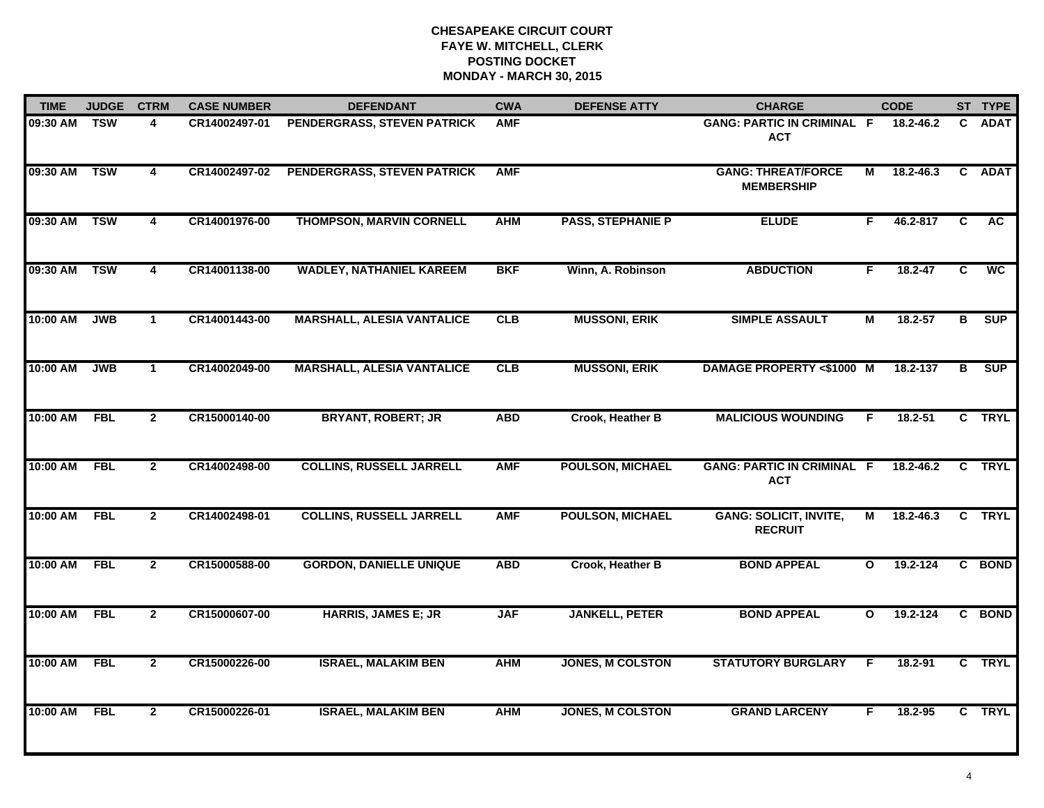# CHESAPEAKE CIRCUIT COURT
## FAYE W. MITCHELL, CLERK
## POSTING DOCKET
## MONDAY - MARCH 30, 2015

| TIME | JUDGE | CTRM | CASE NUMBER | DEFENDANT | CWA | DEFENSE ATTY | CHARGE | | CODE | ST | TYPE |
|---|---|---|---|---|---|---|---|---|---|---|---|
| 09:30 AM | TSW | 4 | CR14002497-01 | PENDERGRASS, STEVEN PATRICK | AMF | | GANG: PARTIC IN CRIMINAL ACT | F | 18.2-46.2 | C | ADAT |
| 09:30 AM | TSW | 4 | CR14002497-02 | PENDERGRASS, STEVEN PATRICK | AMF | | GANG: THREAT/FORCE MEMBERSHIP | M | 18.2-46.3 | C | ADAT |
| 09:30 AM | TSW | 4 | CR14001976-00 | THOMPSON, MARVIN CORNELL | AHM | PASS, STEPHANIE P | ELUDE | F | 46.2-817 | C | AC |
| 09:30 AM | TSW | 4 | CR14001138-00 | WADLEY, NATHANIEL KAREEM | BKF | Winn, A. Robinson | ABDUCTION | F | 18.2-47 | C | WC |
| 10:00 AM | JWB | 1 | CR14001443-00 | MARSHALL, ALESIA VANTALICE | CLB | MUSSONI, ERIK | SIMPLE ASSAULT | M | 18.2-57 | B | SUP |
| 10:00 AM | JWB | 1 | CR14002049-00 | MARSHALL, ALESIA VANTALICE | CLB | MUSSONI, ERIK | DAMAGE PROPERTY <$1000 | M | 18.2-137 | B | SUP |
| 10:00 AM | FBL | 2 | CR15000140-00 | BRYANT, ROBERT; JR | ABD | Crook, Heather B | MALICIOUS WOUNDING | F | 18.2-51 | C | TRYL |
| 10:00 AM | FBL | 2 | CR14002498-00 | COLLINS, RUSSELL JARRELL | AMF | POULSON, MICHAEL | GANG: PARTIC IN CRIMINAL ACT | F | 18.2-46.2 | C | TRYL |
| 10:00 AM | FBL | 2 | CR14002498-01 | COLLINS, RUSSELL JARRELL | AMF | POULSON, MICHAEL | GANG: SOLICIT, INVITE, RECRUIT | M | 18.2-46.3 | C | TRYL |
| 10:00 AM | FBL | 2 | CR15000588-00 | GORDON, DANIELLE UNIQUE | ABD | Crook, Heather B | BOND APPEAL | O | 19.2-124 | C | BOND |
| 10:00 AM | FBL | 2 | CR15000607-00 | HARRIS, JAMES E; JR | JAF | JANKELL, PETER | BOND APPEAL | O | 19.2-124 | C | BOND |
| 10:00 AM | FBL | 2 | CR15000226-00 | ISRAEL, MALAKIM BEN | AHM | JONES, M COLSTON | STATUTORY BURGLARY | F | 18.2-91 | C | TRYL |
| 10:00 AM | FBL | 2 | CR15000226-01 | ISRAEL, MALAKIM BEN | AHM | JONES, M COLSTON | GRAND LARCENY | F | 18.2-95 | C | TRYL |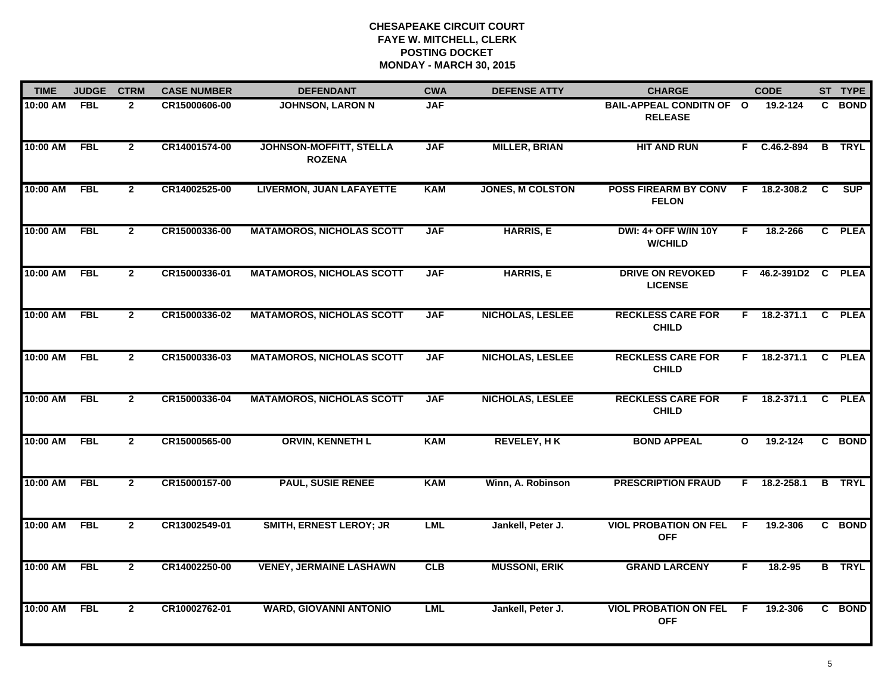# CHESAPEAKE CIRCUIT COURT
## FAYE W. MITCHELL, CLERK
## POSTING DOCKET
## MONDAY - MARCH 30, 2015

| TIME | JUDGE | CTRM | CASE NUMBER | DEFENDANT | CWA | DEFENSE ATTY | CHARGE | | CODE | ST | TYPE |
|---|---|---|---|---|---|---|---|---|---|---|---|
| 10:00 AM | FBL | 2 | CR15000606-00 | JOHNSON, LARON N | JAF | | BAIL-APPEAL CONDITN OF RELEASE | O | 19.2-124 | C | BOND |
| 10:00 AM | FBL | 2 | CR14001574-00 | JOHNSON-MOFFITT, STELLA ROZENA | JAF | MILLER, BRIAN | HIT AND RUN | F | C.46.2-894 | B | TRYL |
| 10:00 AM | FBL | 2 | CR14002525-00 | LIVERMON, JUAN LAFAYETTE | KAM | JONES, M COLSTON | POSS FIREARM BY CONV FELON | F | 18.2-308.2 | C | SUP |
| 10:00 AM | FBL | 2 | CR15000336-00 | MATAMOROS, NICHOLAS SCOTT | JAF | HARRIS, E | DWI: 4+ OFF W/IN 10Y W/CHILD | F | 18.2-266 | C | PLEA |
| 10:00 AM | FBL | 2 | CR15000336-01 | MATAMOROS, NICHOLAS SCOTT | JAF | HARRIS, E | DRIVE ON REVOKED LICENSE | F | 46.2-391D2 | C | PLEA |
| 10:00 AM | FBL | 2 | CR15000336-02 | MATAMOROS, NICHOLAS SCOTT | JAF | NICHOLAS, LESLEE | RECKLESS CARE FOR CHILD | F | 18.2-371.1 | C | PLEA |
| 10:00 AM | FBL | 2 | CR15000336-03 | MATAMOROS, NICHOLAS SCOTT | JAF | NICHOLAS, LESLEE | RECKLESS CARE FOR CHILD | F | 18.2-371.1 | C | PLEA |
| 10:00 AM | FBL | 2 | CR15000336-04 | MATAMOROS, NICHOLAS SCOTT | JAF | NICHOLAS, LESLEE | RECKLESS CARE FOR CHILD | F | 18.2-371.1 | C | PLEA |
| 10:00 AM | FBL | 2 | CR15000565-00 | ORVIN, KENNETH L | KAM | REVELEY, H K | BOND APPEAL | O | 19.2-124 | C | BOND |
| 10:00 AM | FBL | 2 | CR15000157-00 | PAUL, SUSIE RENEE | KAM | Winn, A. Robinson | PRESCRIPTION FRAUD | F | 18.2-258.1 | B | TRYL |
| 10:00 AM | FBL | 2 | CR13002549-01 | SMITH, ERNEST LEROY; JR | LML | Jankell, Peter J. | VIOL PROBATION ON FEL OFF | F | 19.2-306 | C | BOND |
| 10:00 AM | FBL | 2 | CR14002250-00 | VENEY, JERMAINE LASHAWN | CLB | MUSSONI, ERIK | GRAND LARCENY | F | 18.2-95 | B | TRYL |
| 10:00 AM | FBL | 2 | CR10002762-01 | WARD, GIOVANNI ANTONIO | LML | Jankell, Peter J. | VIOL PROBATION ON FEL OFF | F | 19.2-306 | C | BOND |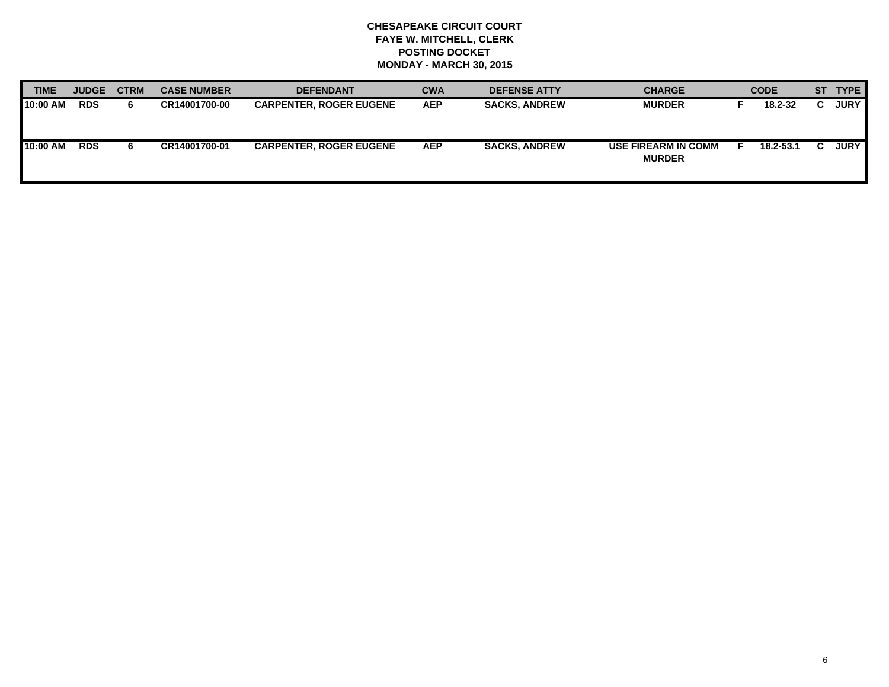**CHESAPEAKE CIRCUIT COURT**
**FAYE W. MITCHELL, CLERK**
**POSTING DOCKET**
**MONDAY - MARCH 30, 2015**

| TIME | JUDGE | CTRM | CASE NUMBER | DEFENDANT | CWA | DEFENSE ATTY | CHARGE | | CODE | ST | TYPE |
|---|---|---|---|---|---|---|---|---|---|---|---|
| 10:00 AM | RDS | 6 | CR14001700-00 | CARPENTER, ROGER EUGENE | AEP | SACKS, ANDREW | MURDER | F | 18.2-32 | C | JURY |
| 10:00 AM | RDS | 6 | CR14001700-01 | CARPENTER, ROGER EUGENE | AEP | SACKS, ANDREW | USE FIREARM IN COMM MURDER | F | 18.2-53.1 | C | JURY |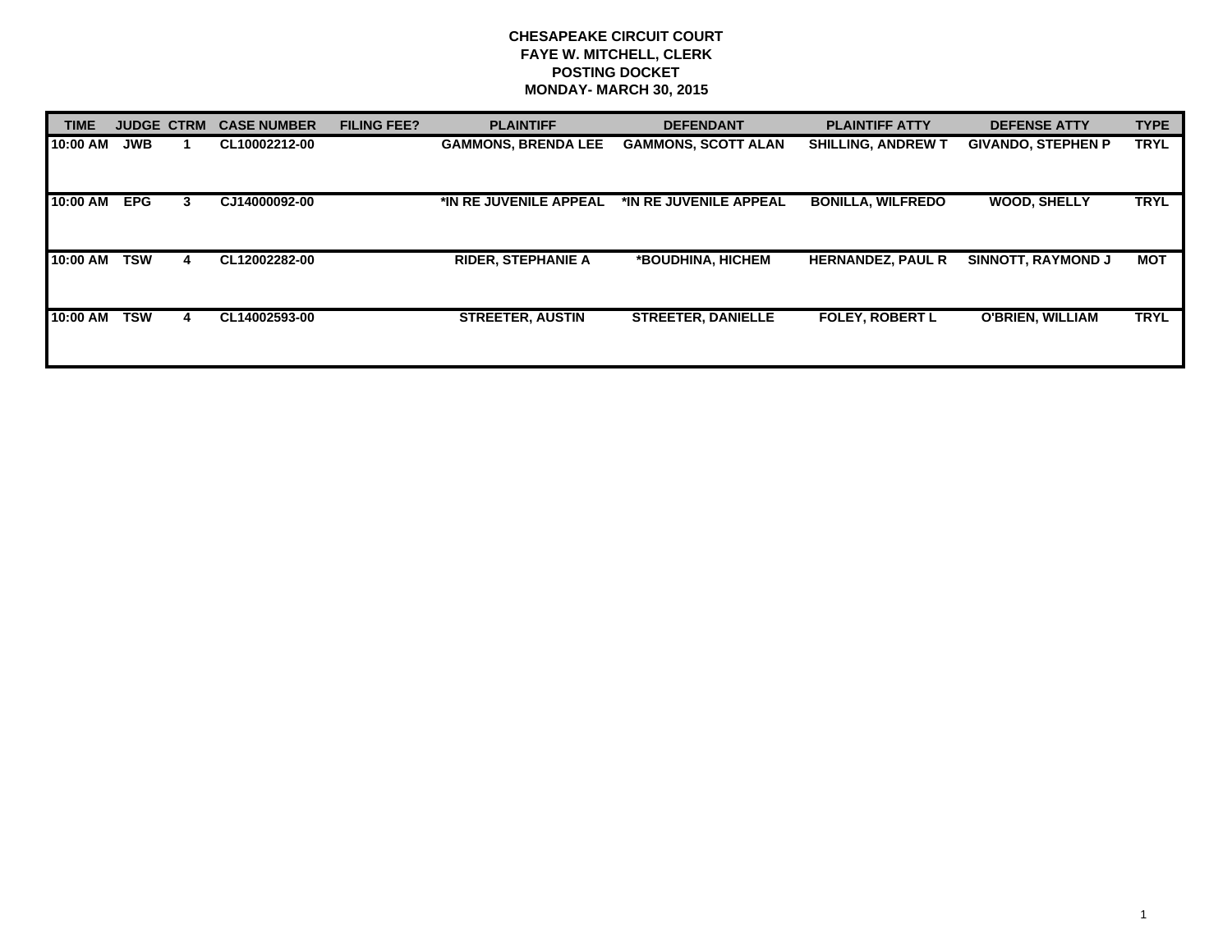**CHESAPEAKE CIRCUIT COURT**
**FAYE W. MITCHELL, CLERK**
**POSTING DOCKET**
**MONDAY- MARCH 30, 2015**

| TIME | JUDGE | CTRM | CASE NUMBER | FILING FEE? | PLAINTIFF | DEFENDANT | PLAINTIFF ATTY | DEFENSE ATTY | TYPE |
|---|---|---|---|---|---|---|---|---|---|
| 10:00 AM | JWB | 1 | CL10002212-00 | | GAMMONS, BRENDA LEE | GAMMONS, SCOTT ALAN | SHILLING, ANDREW T | GIVANDO, STEPHEN P | TRYL |
| 10:00 AM | EPG | 3 | CJ14000092-00 | | *IN RE JUVENILE APPEAL | *IN RE JUVENILE APPEAL | BONILLA, WILFREDO | WOOD, SHELLY | TRYL |
| 10:00 AM | TSW | 4 | CL12002282-00 | | RIDER, STEPHANIE A | *BOUDHINA, HICHEM | HERNANDEZ, PAUL R | SINNOTT, RAYMOND J | MOT |
| 10:00 AM | TSW | 4 | CL14002593-00 | | STREETER, AUSTIN | STREETER, DANIELLE | FOLEY, ROBERT L | O'BRIEN, WILLIAM | TRYL |